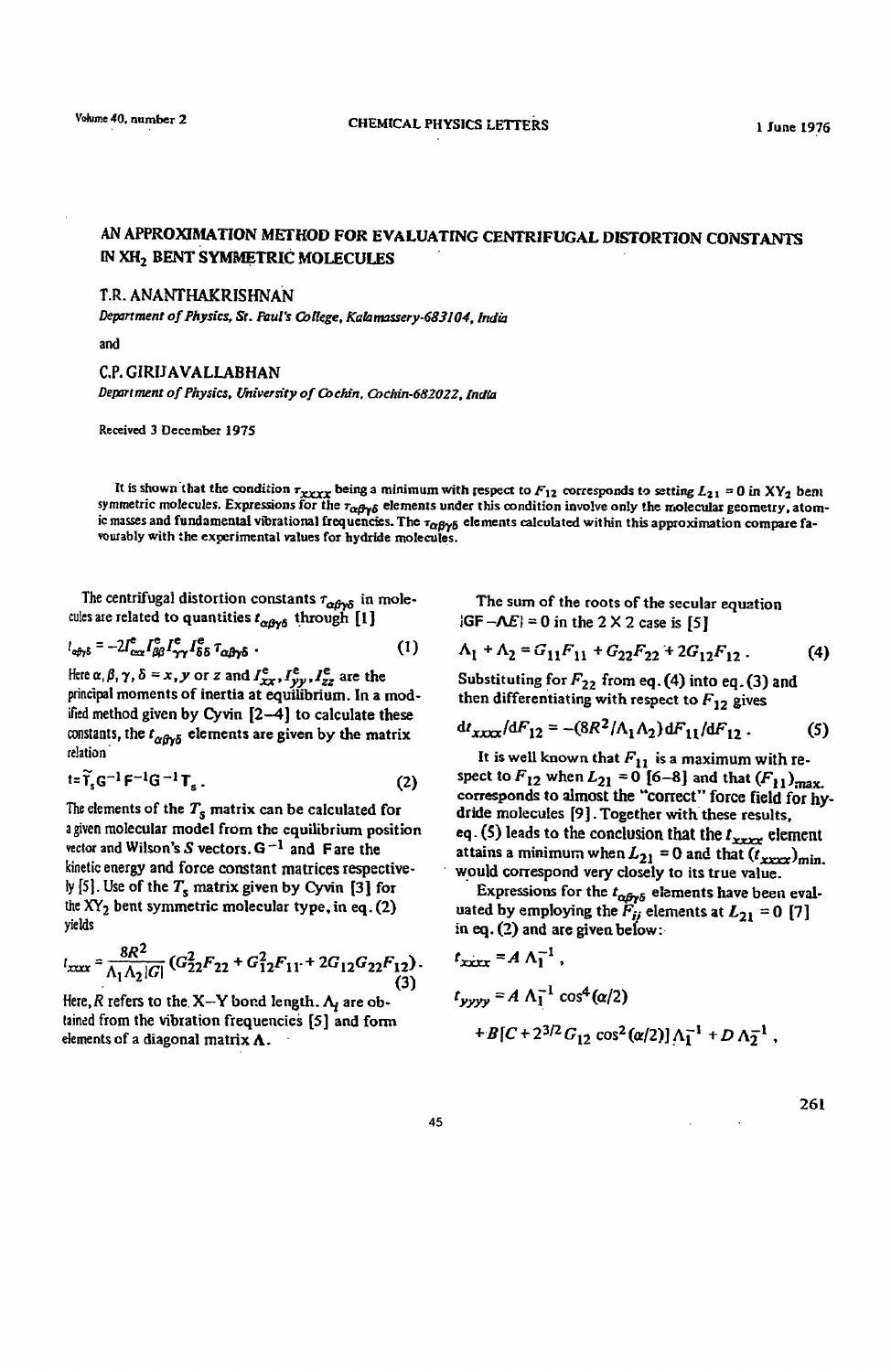# AN APPROXIMATION METHOD FOR EVALUATING CENTRIFUGAL DISTORTION CONSTANTS IN $XH_2$ BENT SYMMETRIC MOLECULES

T.R. ANANTHAKRISHNAN

*Department of Physics, St. Paul's College, Kalamassery-683104, India*

and

C.P. GIRIJAVALLABHAN

*Department of Physics, University of Cochin, Cochin-682022, India*

Received 3 December 1975

It is shown that the condition $\tau_{xxxx}$ being a minimum with respect to $F_{12}$ corresponds to setting $L_{21} = 0$ in $XY_2$ bent symmetric molecules. Expressions for the $\tau_{\alpha\beta\gamma\delta}$ elements under this condition involve only the molecular geometry, atomic masses and fundamental vibrational frequencies. The $\tau_{\alpha\beta\gamma\delta}$ elements calculated within this approximation compare favourably with the experimental values for hydride molecules.

The centrifugal distortion constants $\tau_{\alpha\beta\gamma\delta}$ in molecules are related to quantities $t_{\alpha\beta\gamma\delta}$ through [1]

$$t_{\alpha\beta\gamma\delta} = -2I^e_{\alpha\alpha}I^e_{\beta\beta}I^e_{\gamma\gamma}I^e_{\delta\delta}\,\tau_{\alpha\beta\gamma\delta}\,. \tag{1}$$

Here $\alpha, \beta, \gamma, \delta = x, y$ or $z$ and $I^e_{xx}, I^e_{yy}, I^e_{zz}$ are the principal moments of inertia at equilibrium. In a modified method given by Cyvin [2–4] to calculate these constants, the $t_{\alpha\beta\gamma\delta}$ elements are given by the matrix relation

$$\mathbf{t} = \widetilde{\mathbf{T}}_s\mathbf{G}^{-1}\mathbf{F}^{-1}\mathbf{G}^{-1}\mathbf{T}_s\,. \tag{2}$$

The elements of the $T_s$ matrix can be calculated for a given molecular model from the equilibrium position vector and Wilson's $S$ vectors. $\mathbf{G}^{-1}$ and $\mathbf{F}$ are the kinetic energy and force constant matrices respectively [5]. Use of the $T_s$ matrix given by Cyvin [3] for the $XY_2$ bent symmetric molecular type, in eq. (2) yields

$$t_{xxxx} = \frac{8R^2}{\Lambda_1\Lambda_2|G|}\left(G^2_{22}F_{22} + G^2_{12}F_{11} + 2G_{12}G_{22}F_{12}\right). \tag{3}$$

Here, $R$ refers to the X–Y bond length. $\Lambda_i$ are obtained from the vibration frequencies [5] and form elements of a diagonal matrix $\mathbf{\Lambda}$.

The sum of the roots of the secular equation $|\mathbf{GF} - \mathbf{\Lambda E}| = 0$ in the $2 \times 2$ case is [5]

$$\Lambda_1 + \Lambda_2 = G_{11}F_{11} + G_{22}F_{22} + 2G_{12}F_{12}\,. \tag{4}$$

Substituting for $F_{22}$ from eq. (4) into eq. (3) and then differentiating with respect to $F_{12}$ gives

$$\mathrm{d}t_{xxxx}/\mathrm{d}F_{12} = -(8R^2/\Lambda_1\Lambda_2)\,\mathrm{d}F_{11}/\mathrm{d}F_{12}\,. \tag{5}$$

It is well known that $F_{11}$ is a maximum with respect to $F_{12}$ when $L_{21} = 0$ [6–8] and that $(F_{11})_{\text{max.}}$ corresponds to almost the "correct" force field for hydride molecules [9]. Together with these results, eq. (5) leads to the conclusion that the $t_{xxxx}$ element attains a minimum when $L_{21} = 0$ and that $(t_{xxxx})_{\text{min.}}$ would correspond very closely to its true value.

Expressions for the $t_{\alpha\beta\gamma\delta}$ elements have been evaluated by employing the $F_{ij}$ elements at $L_{21} = 0$ [7] in eq. (2) and are given below:

$$t_{xxxx} = A\,\Lambda_1^{-1}\,,$$

$$t_{yyyy} = A\,\Lambda_1^{-1}\cos^4(\alpha/2) + B[C + 2^{3/2}G_{12}\cos^2(\alpha/2)]\,\Lambda_1^{-1} + D\,\Lambda_2^{-1}\,,$$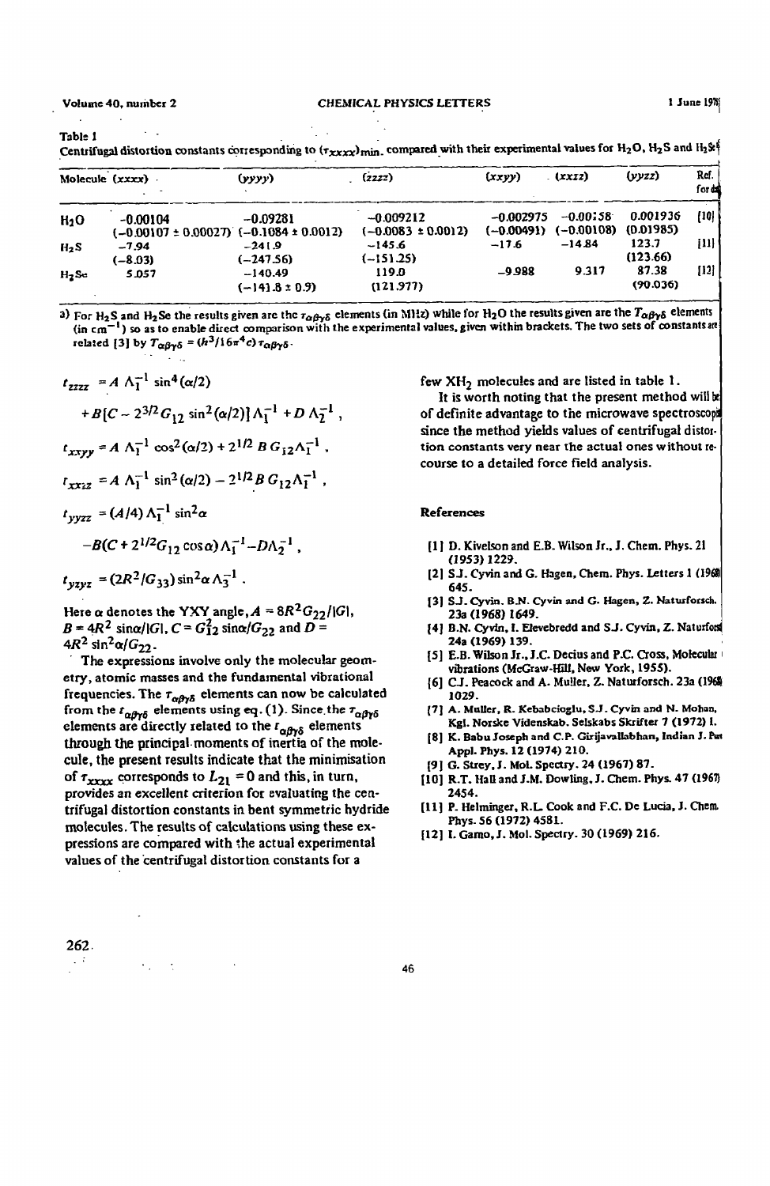Table 1
Centrifugal distortion constants corresponding to $(\tau_{xxxx})_{min}$ compared with their experimental values for $H_2O$, $H_2S$ and $H_2Se$ a)

| Molecule | (xxxx) | (yyyy) | (zzzz) | (xxyy) | (xxzz) | (yyzz) | Ref. for expt. |
|---|---|---|---|---|---|---|---|
| $H_2O$ | −0.00104 | −0.09281 | −0.009212 | −0.002975 | −0.00158 | 0.001936 | [10] |
| | (−0.00107 ± 0.00027) | (−0.1084 ± 0.0012) | (−0.0083 ± 0.0012) | (−0.00491) | (−0.00108) | (0.01985) | |
| $H_2S$ | −7.94 | −241.9 | −145.6 | −17.6 | −14.84 | 123.7 | [11] |
| | (−8.03) | (−247.56) | (−151.25) | | | (123.66) | |
| $H_2Se$ | 5.057 | −140.49 | 119.0 | −9.988 | 9.317 | 87.38 | [12] |
| | | (−141.8 ± 0.9) | (121.977) | | | (90.036) | |

a) For $H_2S$ and $H_2Se$ the results given are the $\tau_{\alpha\beta\gamma\delta}$ elements (in MHz) while for $H_2O$ the results given are the $T_{\alpha\beta\gamma\delta}$ elements (in $cm^{-1}$) so as to enable direct comparison with the experimental values, given within brackets. The two sets of constants are related [3] by $T_{\alpha\beta\gamma\delta} = (h^3/16\pi^4 c)\,\tau_{\alpha\beta\gamma\delta}$.

$$t_{zzzz} = A\,\Lambda_1^{-1}\sin^4(\alpha/2)$$

$$+ B[C - 2^{3/2}G_{12}\sin^2(\alpha/2)]\,\Lambda_1^{-1} + D\,\Lambda_2^{-1}\,,$$

$$t_{xxyy} = A\,\Lambda_1^{-1}\cos^2(\alpha/2) + 2^{1/2}\,B\,G_{12}\Lambda_1^{-1}\,,$$

$$t_{xxzz} = A\,\Lambda_1^{-1}\sin^2(\alpha/2) - 2^{1/2}B\,G_{12}\Lambda_1^{-1}\,,$$

$$t_{yyzz} = (A/4)\,\Lambda_1^{-1}\sin^2\alpha$$

$$-B(C + 2^{1/2}G_{12}\cos\alpha)\Lambda_1^{-1} - D\Lambda_2^{-1}\,,$$

$$t_{yzyz} = (2R^2/G_{33})\sin^2\alpha\,\Lambda_3^{-1}\,.$$

Here $\alpha$ denotes the YXY angle, $A = 8R^2G_{22}/|G|$, $B = 4R^2\sin\alpha/|G|$, $C = G_{12}^2\sin\alpha/G_{22}$ and $D = 4R^2\sin^2\alpha/G_{22}$.

The expressions involve only the molecular geometry, atomic masses and the fundamental vibrational frequencies. The $\tau_{\alpha\beta\gamma\delta}$ elements can now be calculated from the $t_{\alpha\beta\gamma\delta}$ elements using eq. (1). Since the $\tau_{\alpha\beta\gamma\delta}$ elements are directly related to the $t_{\alpha\beta\gamma\delta}$ elements through the principal moments of inertia of the molecule, the present results indicate that the minimisation of $\tau_{xxxx}$ corresponds to $L_{21} = 0$ and this, in turn, provides an excellent criterion for evaluating the centrifugal distortion constants in bent symmetric hydride molecules. The results of calculations using these expressions are compared with the actual experimental values of the centrifugal distortion constants for a few $XH_2$ molecules and are listed in table 1.

It is worth noting that the present method will be of definite advantage to the microwave spectroscopist since the method yields values of centrifugal distortion constants very near the actual ones without recourse to a detailed force field analysis.

## References

[1] D. Kivelson and E.B. Wilson Jr., J. Chem. Phys. 21 (1953) 1229.

[2] S.J. Cyvin and G. Hagen, Chem. Phys. Letters 1 (1968) 645.

[3] S.J. Cyvin, B.N. Cyvin and G. Hagen, Z. Naturforsch. 23a (1968) 1649.

[4] B.N. Cyvin, I. Elvebredd and S.J. Cyvin, Z. Naturforsch. 24a (1969) 139.

[5] E.B. Wilson Jr., J.C. Decius and P.C. Cross, Molecular vibrations (McGraw-Hill, New York, 1955).

[6] C.J. Peacock and A. Muller, Z. Naturforsch. 23a (1968) 1029.

[7] A. Muller, R. Kebabcioglu, S.J. Cyvin and N. Mohan, Kgl. Norske Videnskab. Selskabs Skrifter 7 (1972) 1.

[8] K. Babu Joseph and C.P. Girijavallabhan, Indian J. Pure Appl. Phys. 12 (1974) 210.

[9] G. Strey, J. Mol. Spectry. 24 (1967) 87.

[10] R.T. Hall and J.M. Dowling, J. Chem. Phys. 47 (1967) 2454.

[11] P. Helminger, R.L. Cook and F.C. De Lucia, J. Chem. Phys. 56 (1972) 4581.

[12] I. Gamo, J. Mol. Spectry. 30 (1969) 216.